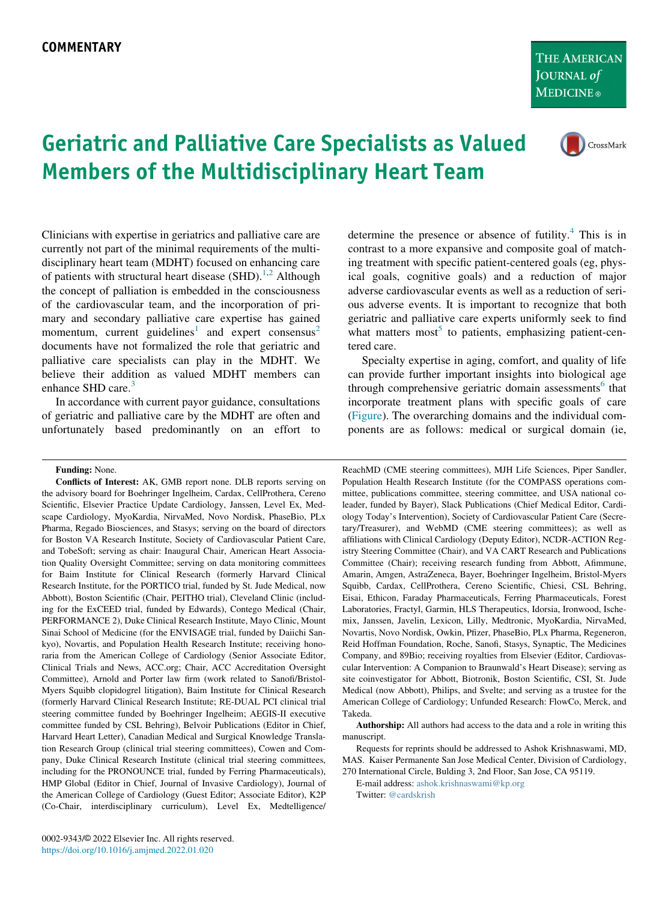COMMENTARY

# Geriatric and Palliative Care Specialists as Valued Members of the Multidisciplinary Heart Team

Clinicians with expertise in geriatrics and palliative care are currently not part of the minimal requirements of the multidisciplinary heart team (MDHT) focused on enhancing care of patients with structural heart disease (SHD).[1,2] Although the concept of palliation is embedded in the consciousness of the cardiovascular team, and the incorporation of primary and secondary palliative care expertise has gained momentum, current guidelines[1] and expert consensus[2] documents have not formalized the role that geriatric and palliative care specialists can play in the MDHT. We believe their addition as valued MDHT members can enhance SHD care.[3]

In accordance with current payor guidance, consultations of geriatric and palliative care by the MDHT are often and unfortunately based predominantly on an effort to determine the presence or absence of futility.[4] This is in contrast to a more expansive and composite goal of matching treatment with specific patient-centered goals (eg, physical goals, cognitive goals) and a reduction of major adverse cardiovascular events as well as a reduction of serious adverse events. It is important to recognize that both geriatric and palliative care experts uniformly seek to find what matters most[5] to patients, emphasizing patient-centered care.

Specialty expertise in aging, comfort, and quality of life can provide further important insights into biological age through comprehensive geriatric domain assessments[6] that incorporate treatment plans with specific goals of care (Figure). The overarching domains and the individual components are as follows: medical or surgical domain (ie,

**Funding:** None.

**Conflicts of Interest:** AK, GMB report none. DLB reports serving on the advisory board for Boehringer Ingelheim, Cardax, CellProthera, Cereno Scientific, Elsevier Practice Update Cardiology, Janssen, Level Ex, Medscape Cardiology, MyoKardia, NirvaMed, Novo Nordisk, PhaseBio, PLx Pharma, Regado Biosciences, and Stasys; serving on the board of directors for Boston VA Research Institute, Society of Cardiovascular Patient Care, and TobeSoft; serving as chair: Inaugural Chair, American Heart Association Quality Oversight Committee; serving on data monitoring committees for Baim Institute for Clinical Research (formerly Harvard Clinical Research Institute, for the PORTICO trial, funded by St. Jude Medical, now Abbott), Boston Scientific (Chair, PEITHO trial), Cleveland Clinic (including for the ExCEED trial, funded by Edwards), Contego Medical (Chair, PERFORMANCE 2), Duke Clinical Research Institute, Mayo Clinic, Mount Sinai School of Medicine (for the ENVISAGE trial, funded by Daiichi Sankyo), Novartis, and Population Health Research Institute; receiving honoraria from the American College of Cardiology (Senior Associate Editor, Clinical Trials and News, ACC.org; Chair, ACC Accreditation Oversight Committee), Arnold and Porter law firm (work related to Sanofi/Bristol-Myers Squibb clopidogrel litigation), Baim Institute for Clinical Research (formerly Harvard Clinical Research Institute; RE-DUAL PCI clinical trial steering committee funded by Boehringer Ingelheim; AEGIS-II executive committee funded by CSL Behring), Belvoir Publications (Editor in Chief, Harvard Heart Letter), Canadian Medical and Surgical Knowledge Translation Research Group (clinical trial steering committees), Cowen and Company, Duke Clinical Research Institute (clinical trial steering committees, including for the PRONOUNCE trial, funded by Ferring Pharmaceuticals), HMP Global (Editor in Chief, Journal of Invasive Cardiology), Journal of the American College of Cardiology (Guest Editor; Associate Editor), K2P (Co-Chair, interdisciplinary curriculum), Level Ex, Medtelligence/ReachMD (CME steering committees), MJH Life Sciences, Piper Sandler, Population Health Research Institute (for the COMPASS operations committee, publications committee, steering committee, and USA national co-leader, funded by Bayer), Slack Publications (Chief Medical Editor, Cardiology Today's Intervention), Society of Cardiovascular Patient Care (Secretary/Treasurer), and WebMD (CME steering committees); as well as affiliations with Clinical Cardiology (Deputy Editor), NCDR-ACTION Registry Steering Committee (Chair), and VA CART Research and Publications Committee (Chair); receiving research funding from Abbott, Afimmune, Amarin, Amgen, AstraZeneca, Bayer, Boehringer Ingelheim, Bristol-Myers Squibb, Cardax, CellProthera, Cereno Scientific, Chiesi, CSL Behring, Eisai, Ethicon, Faraday Pharmaceuticals, Ferring Pharmaceuticals, Forest Laboratories, Fractyl, Garmin, HLS Therapeutics, Idorsia, Ironwood, Ischemix, Janssen, Javelin, Lexicon, Lilly, Medtronic, MyoKardia, NirvaMed, Novartis, Novo Nordisk, Owkin, Pfizer, PhaseBio, PLx Pharma, Regeneron, Reid Hoffman Foundation, Roche, Sanofi, Stasys, Synaptic, The Medicines Company, and 89Bio; receiving royalties from Elsevier (Editor, Cardiovascular Intervention: A Companion to Braunwald's Heart Disease); serving as site coinvestigator for Abbott, Biotronik, Boston Scientific, CSI, St. Jude Medical (now Abbott), Philips, and Svelte; and serving as a trustee for the American College of Cardiology; Unfunded Research: FlowCo, Merck, and Takeda.

**Authorship:** All authors had access to the data and a role in writing this manuscript.

Requests for reprints should be addressed to Ashok Krishnaswami, MD, MAS. Kaiser Permanente San Jose Medical Center, Division of Cardiology, 270 International Circle, Bulding 3, 2nd Floor, San Jose, CA 95119.

E-mail address: ashok.krishnaswami@kp.org

Twitter: @cardskrish

0002-9343/© 2022 Elsevier Inc. All rights reserved.
https://doi.org/10.1016/j.amjmed.2022.01.020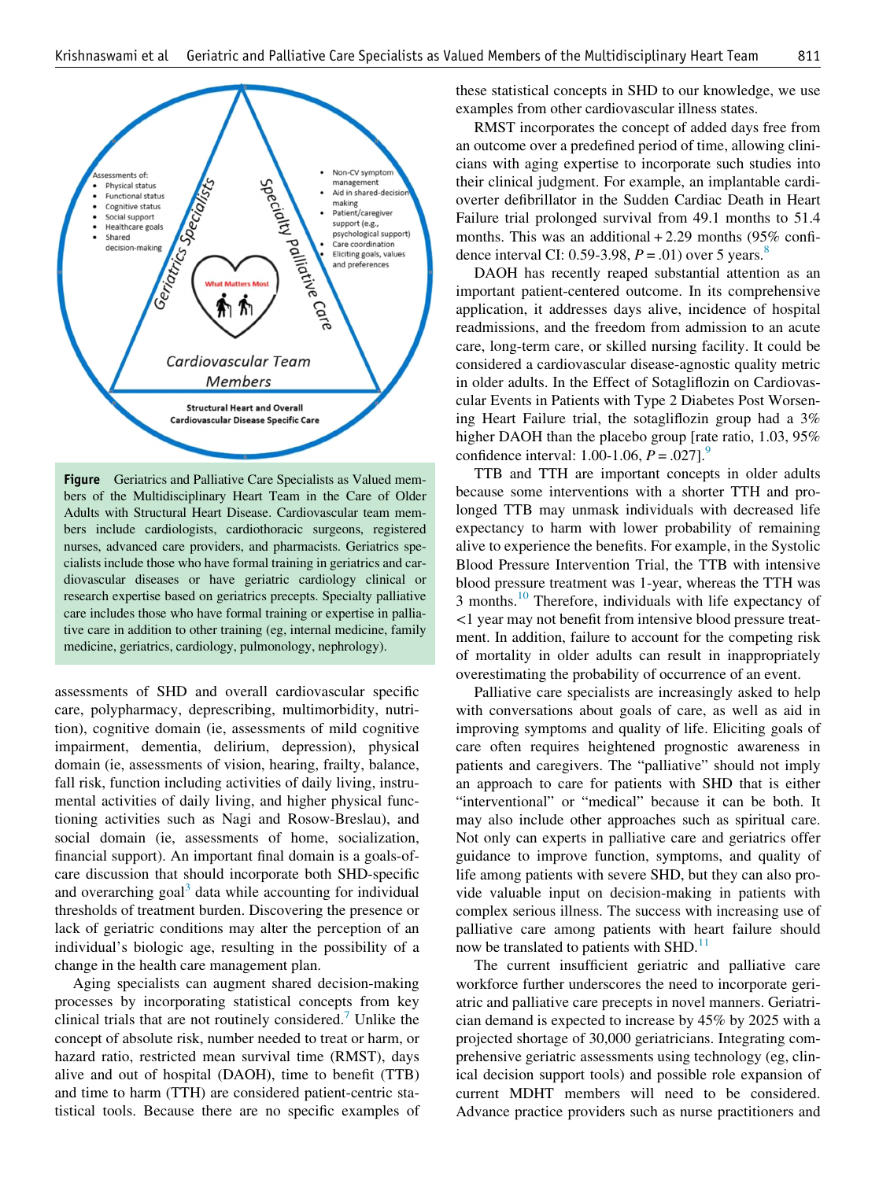Assessments of:

- Physical status
- Functional status
- Cognitive status
- Social support
- Healthcare goals
- Shared decision-making

Geriatrics Specialists

Specialty Palliative Care

- Non-CV symptom management
- Aid in shared-decision making
- Patient/caregiver support (e.g., psychological support)
- Care coordination
- Eliciting goals, values and preferences

What Matters Most

Cardiovascular Team Members

Structural Heart and Overall Cardiovascular Disease Specific Care

**Figure** Geriatrics and Palliative Care Specialists as Valued members of the Multidisciplinary Heart Team in the Care of Older Adults with Structural Heart Disease. Cardiovascular team members include cardiologists, cardiothoracic surgeons, registered nurses, advanced care providers, and pharmacists. Geriatrics specialists include those who have formal training in geriatrics and cardiovascular diseases or have geriatric cardiology clinical or research expertise based on geriatrics precepts. Specialty palliative care includes those who have formal training or expertise in palliative care in addition to other training (eg, internal medicine, family medicine, geriatrics, cardiology, pulmonology, nephrology).

assessments of SHD and overall cardiovascular specific care, polypharmacy, deprescribing, multimorbidity, nutrition), cognitive domain (ie, assessments of mild cognitive impairment, dementia, delirium, depression), physical domain (ie, assessments of vision, hearing, frailty, balance, fall risk, function including activities of daily living, instrumental activities of daily living, and higher physical functioning activities such as Nagi and Rosow-Breslau), and social domain (ie, assessments of home, socialization, financial support). An important final domain is a goals-of-care discussion that should incorporate both SHD-specific and overarching goal[3] data while accounting for individual thresholds of treatment burden. Discovering the presence or lack of geriatric conditions may alter the perception of an individual's biologic age, resulting in the possibility of a change in the health care management plan.

Aging specialists can augment shared decision-making processes by incorporating statistical concepts from key clinical trials that are not routinely considered.[7] Unlike the concept of absolute risk, number needed to treat or harm, or hazard ratio, restricted mean survival time (RMST), days alive and out of hospital (DAOH), time to benefit (TTB) and time to harm (TTH) are considered patient-centric statistical tools. Because there are no specific examples of these statistical concepts in SHD to our knowledge, we use examples from other cardiovascular illness states.

RMST incorporates the concept of added days free from an outcome over a predefined period of time, allowing clinicians with aging expertise to incorporate such studies into their clinical judgment. For example, an implantable cardioverter defibrillator in the Sudden Cardiac Death in Heart Failure trial prolonged survival from 49.1 months to 51.4 months. This was an additional + 2.29 months (95% confidence interval CI: 0.59-3.98, $P = .01$) over 5 years.[8]

DAOH has recently reaped substantial attention as an important patient-centered outcome. In its comprehensive application, it addresses days alive, incidence of hospital readmissions, and the freedom from admission to an acute care, long-term care, or skilled nursing facility. It could be considered a cardiovascular disease-agnostic quality metric in older adults. In the Effect of Sotagliflozin on Cardiovascular Events in Patients with Type 2 Diabetes Post Worsening Heart Failure trial, the sotagliflozin group had a 3% higher DAOH than the placebo group [rate ratio, 1.03, 95% confidence interval: 1.00-1.06, $P = .027$].[9]

TTB and TTH are important concepts in older adults because some interventions with a shorter TTH and prolonged TTB may unmask individuals with decreased life expectancy to harm with lower probability of remaining alive to experience the benefits. For example, in the Systolic Blood Pressure Intervention Trial, the TTB with intensive blood pressure treatment was 1-year, whereas the TTH was 3 months.[10] Therefore, individuals with life expectancy of <1 year may not benefit from intensive blood pressure treatment. In addition, failure to account for the competing risk of mortality in older adults can result in inappropriately overestimating the probability of occurrence of an event.

Palliative care specialists are increasingly asked to help with conversations about goals of care, as well as aid in improving symptoms and quality of life. Eliciting goals of care often requires heightened prognostic awareness in patients and caregivers. The "palliative" should not imply an approach to care for patients with SHD that is either "interventional" or "medical" because it can be both. It may also include other approaches such as spiritual care. Not only can experts in palliative care and geriatrics offer guidance to improve function, symptoms, and quality of life among patients with severe SHD, but they can also provide valuable input on decision-making in patients with complex serious illness. The success with increasing use of palliative care among patients with heart failure should now be translated to patients with SHD.[11]

The current insufficient geriatric and palliative care workforce further underscores the need to incorporate geriatric and palliative care precepts in novel manners. Geriatrician demand is expected to increase by 45% by 2025 with a projected shortage of 30,000 geriatricians. Integrating comprehensive geriatric assessments using technology (eg, clinical decision support tools) and possible role expansion of current MDHT members will need to be considered. Advance practice providers such as nurse practitioners and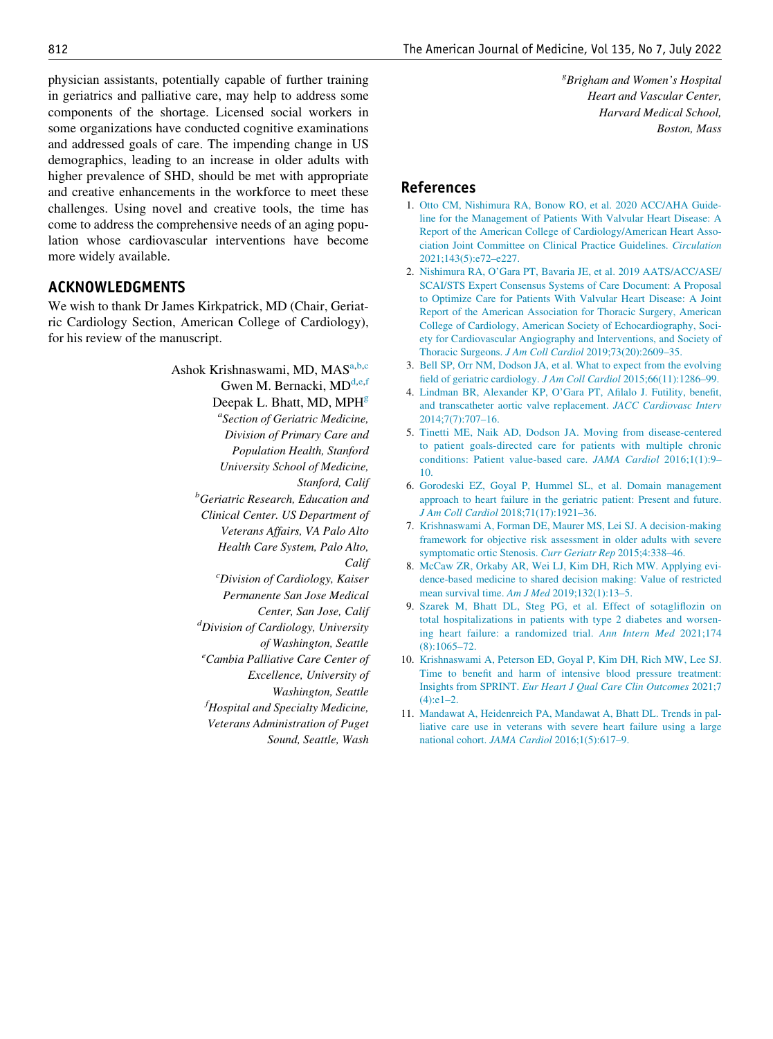physician assistants, potentially capable of further training in geriatrics and palliative care, may help to address some components of the shortage. Licensed social workers in some organizations have conducted cognitive examinations and addressed goals of care. The impending change in US demographics, leading to an increase in older adults with higher prevalence of SHD, should be met with appropriate and creative enhancements in the workforce to meet these challenges. Using novel and creative tools, the time has come to address the comprehensive needs of an aging population whose cardiovascular interventions have become more widely available.

## ACKNOWLEDGMENTS

We wish to thank Dr James Kirkpatrick, MD (Chair, Geriatric Cardiology Section, American College of Cardiology), for his review of the manuscript.

Ashok Krishnaswami, MD, MAS[a,b,c]
Gwen M. Bernacki, MD[d,e,f]
Deepak L. Bhatt, MD, MPH[g]

[a]*Section of Geriatric Medicine, Division of Primary Care and Population Health, Stanford University School of Medicine, Stanford, Calif*

[b]*Geriatric Research, Education and Clinical Center. US Department of Veterans Affairs, VA Palo Alto Health Care System, Palo Alto, Calif*

[c]*Division of Cardiology, Kaiser Permanente San Jose Medical Center, San Jose, Calif*

[d]*Division of Cardiology, University of Washington, Seattle*

[e]*Cambia Palliative Care Center of Excellence, University of Washington, Seattle*

[f]*Hospital and Specialty Medicine, Veterans Administration of Puget Sound, Seattle, Wash*

[g]*Brigham and Women's Hospital Heart and Vascular Center, Harvard Medical School, Boston, Mass*

## References

1. Otto CM, Nishimura RA, Bonow RO, et al. 2020 ACC/AHA Guideline for the Management of Patients With Valvular Heart Disease: A Report of the American College of Cardiology/American Heart Association Joint Committee on Clinical Practice Guidelines. *Circulation* 2021;143(5):e72–e227.
2. Nishimura RA, O'Gara PT, Bavaria JE, et al. 2019 AATS/ACC/ASE/SCAI/STS Expert Consensus Systems of Care Document: A Proposal to Optimize Care for Patients With Valvular Heart Disease: A Joint Report of the American Association for Thoracic Surgery, American College of Cardiology, American Society of Echocardiography, Society for Cardiovascular Angiography and Interventions, and Society of Thoracic Surgeons. *J Am Coll Cardiol* 2019;73(20):2609–35.
3. Bell SP, Orr NM, Dodson JA, et al. What to expect from the evolving field of geriatric cardiology. *J Am Coll Cardiol* 2015;66(11):1286–99.
4. Lindman BR, Alexander KP, O'Gara PT, Afilalo J. Futility, benefit, and transcatheter aortic valve replacement. *JACC Cardiovasc Interv* 2014;7(7):707–16.
5. Tinetti ME, Naik AD, Dodson JA. Moving from disease-centered to patient goals-directed care for patients with multiple chronic conditions: Patient value-based care. *JAMA Cardiol* 2016;1(1):9–10.
6. Gorodeski EZ, Goyal P, Hummel SL, et al. Domain management approach to heart failure in the geriatric patient: Present and future. *J Am Coll Cardiol* 2018;71(17):1921–36.
7. Krishnaswami A, Forman DE, Maurer MS, Lei SJ. A decision-making framework for objective risk assessment in older adults with severe symptomatic ortic Stenosis. *Curr Geriatr Rep* 2015;4:338–46.
8. McCaw ZR, Orkaby AR, Wei LJ, Kim DH, Rich MW. Applying evidence-based medicine to shared decision making: Value of restricted mean survival time. *Am J Med* 2019;132(1):13–5.
9. Szarek M, Bhatt DL, Steg PG, et al. Effect of sotagliflozin on total hospitalizations in patients with type 2 diabetes and worsening heart failure: a randomized trial. *Ann Intern Med* 2021;174(8):1065–72.
10. Krishnaswami A, Peterson ED, Goyal P, Kim DH, Rich MW, Lee SJ. Time to benefit and harm of intensive blood pressure treatment: Insights from SPRINT. *Eur Heart J Qual Care Clin Outcomes* 2021;7(4):e1–2.
11. Mandawat A, Heidenreich PA, Mandawat A, Bhatt DL. Trends in palliative care use in veterans with severe heart failure using a large national cohort. *JAMA Cardiol* 2016;1(5):617–9.